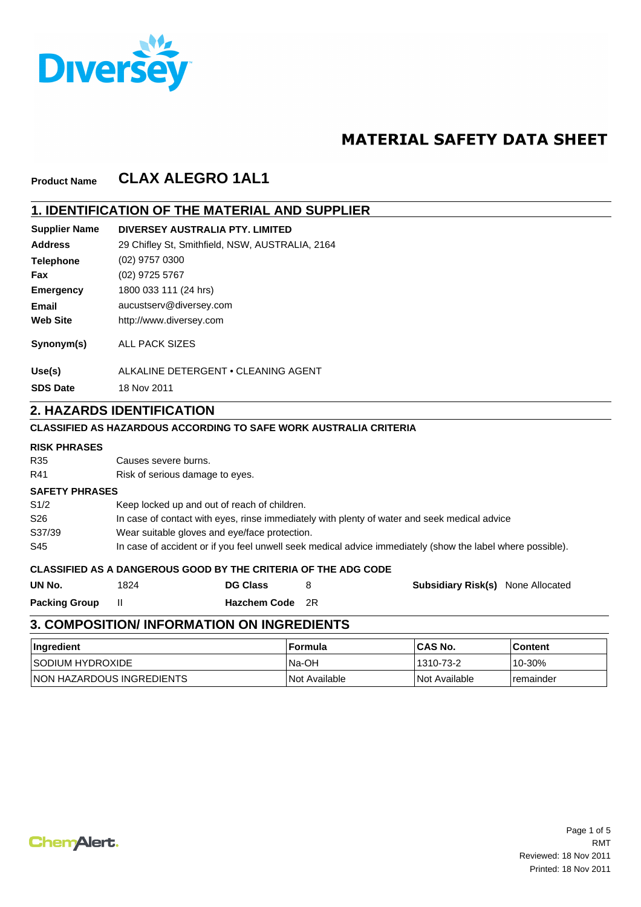# MATERIAL SAFETY DATA SHEET

**Product Name** **CLAX ALEGRO 1AL1**

## 1. IDENTIFICATION OF THE MATERIAL AND SUPPLIER

| | |
|---|---|
| **Supplier Name** | **DIVERSEY AUSTRALIA PTY. LIMITED** |
| **Address** | 29 Chifley St, Smithfield, NSW, AUSTRALIA, 2164 |
| **Telephone** | (02) 9757 0300 |
| **Fax** | (02) 9725 5767 |
| **Emergency** | 1800 033 111 (24 hrs) |
| **Email** | aucustserv@diversey.com |
| **Web Site** | http://www.diversey.com |
| **Synonym(s)** | ALL PACK SIZES |
| **Use(s)** | ALKALINE DETERGENT • CLEANING AGENT |
| **SDS Date** | 18 Nov 2011 |

## 2. HAZARDS IDENTIFICATION

**CLASSIFIED AS HAZARDOUS ACCORDING TO SAFE WORK AUSTRALIA CRITERIA**

**RISK PHRASES**

| | |
|---|---|
| R35 | Causes severe burns. |
| R41 | Risk of serious damage to eyes. |

**SAFETY PHRASES**

| | |
|---|---|
| S1/2 | Keep locked up and out of reach of children. |
| S26 | In case of contact with eyes, rinse immediately with plenty of water and seek medical advice |
| S37/39 | Wear suitable gloves and eye/face protection. |
| S45 | In case of accident or if you feel unwell seek medical advice immediately (show the label where possible). |

**CLASSIFIED AS A DANGEROUS GOOD BY THE CRITERIA OF THE ADG CODE**

| | | | | | |
|---|---|---|---|---|---|
| **UN No.** | 1824 | **DG Class** | 8 | **Subsidiary Risk(s)** | None Allocated |
| **Packing Group** | II | **Hazchem Code** | 2R | | |

## 3. COMPOSITION/ INFORMATION ON INGREDIENTS

| Ingredient | Formula | CAS No. | Content |
|---|---|---|---|
| SODIUM HYDROXIDE | Na-OH | 1310-73-2 | 10-30% |
| NON HAZARDOUS INGREDIENTS | Not Available | Not Available | remainder |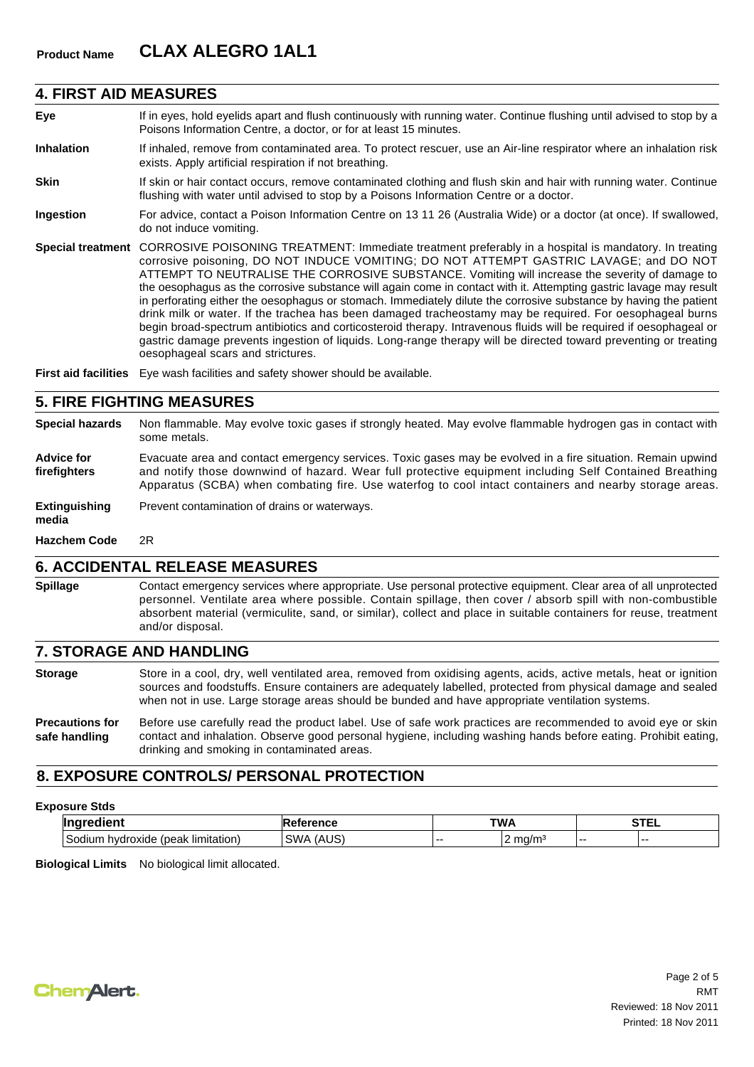## 4. FIRST AID MEASURES

**Eye** If in eyes, hold eyelids apart and flush continuously with running water. Continue flushing until advised to stop by a Poisons Information Centre, a doctor, or for at least 15 minutes.

**Inhalation** If inhaled, remove from contaminated area. To protect rescuer, use an Air-line respirator where an inhalation risk exists. Apply artificial respiration if not breathing.

**Skin** If skin or hair contact occurs, remove contaminated clothing and flush skin and hair with running water. Continue flushing with water until advised to stop by a Poisons Information Centre or a doctor.

**Ingestion** For advice, contact a Poison Information Centre on 13 11 26 (Australia Wide) or a doctor (at once). If swallowed, do not induce vomiting.

**Special treatment** CORROSIVE POISONING TREATMENT: Immediate treatment preferably in a hospital is mandatory. In treating corrosive poisoning, DO NOT INDUCE VOMITING; DO NOT ATTEMPT GASTRIC LAVAGE; and DO NOT ATTEMPT TO NEUTRALISE THE CORROSIVE SUBSTANCE. Vomiting will increase the severity of damage to the oesophagus as the corrosive substance will again come in contact with it. Attempting gastric lavage may result in perforating either the oesophagus or stomach. Immediately dilute the corrosive substance by having the patient drink milk or water. If the trachea has been damaged tracheostamy may be required. For oesophageal burns begin broad-spectrum antibiotics and corticosteroid therapy. Intravenous fluids will be required if oesophageal or gastric damage prevents ingestion of liquids. Long-range therapy will be directed toward preventing or treating oesophageal scars and strictures.

**First aid facilities** Eye wash facilities and safety shower should be available.

## 5. FIRE FIGHTING MEASURES

**Special hazards** Non flammable. May evolve toxic gases if strongly heated. May evolve flammable hydrogen gas in contact with some metals.

**Advice for firefighters** Evacuate area and contact emergency services. Toxic gases may be evolved in a fire situation. Remain upwind and notify those downwind of hazard. Wear full protective equipment including Self Contained Breathing Apparatus (SCBA) when combating fire. Use waterfog to cool intact containers and nearby storage areas.

**Extinguishing media** Prevent contamination of drains or waterways.

**Hazchem Code** 2R

## 6. ACCIDENTAL RELEASE MEASURES

**Spillage** Contact emergency services where appropriate. Use personal protective equipment. Clear area of all unprotected personnel. Ventilate area where possible. Contain spillage, then cover / absorb spill with non-combustible absorbent material (vermiculite, sand, or similar), collect and place in suitable containers for reuse, treatment and/or disposal.

## 7. STORAGE AND HANDLING

**Storage** Store in a cool, dry, well ventilated area, removed from oxidising agents, acids, active metals, heat or ignition sources and foodstuffs. Ensure containers are adequately labelled, protected from physical damage and sealed when not in use. Large storage areas should be bunded and have appropriate ventilation systems.

**Precautions for safe handling** Before use carefully read the product label. Use of safe work practices are recommended to avoid eye or skin contact and inhalation. Observe good personal hygiene, including washing hands before eating. Prohibit eating, drinking and smoking in contaminated areas.

## 8. EXPOSURE CONTROLS/ PERSONAL PROTECTION

**Exposure Stds**

| Ingredient | Reference | TWA | | STEL | |
|---|---|---|---|---|---|
| Sodium hydroxide (peak limitation) | SWA (AUS) | -- | 2 mg/m³ | -- | -- |

**Biological Limits** No biological limit allocated.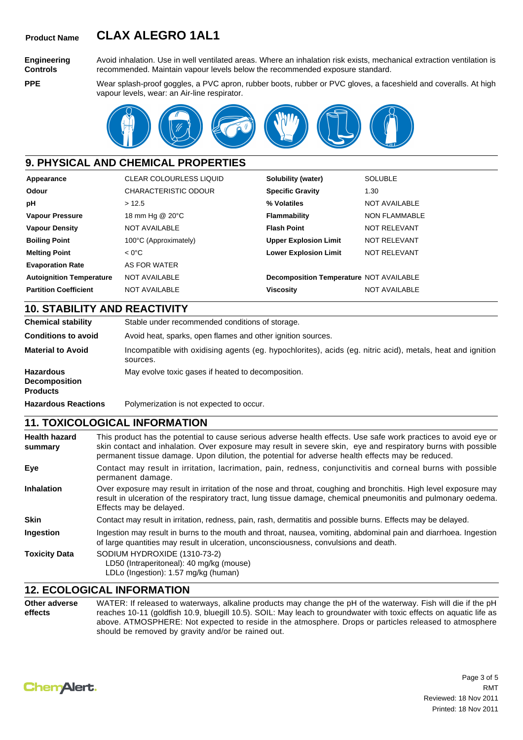**Product Name** **CLAX ALEGRO 1AL1**

**Engineering Controls** Avoid inhalation. Use in well ventilated areas. Where an inhalation risk exists, mechanical extraction ventilation is recommended. Maintain vapour levels below the recommended exposure standard.

**PPE** Wear splash-proof goggles, a PVC apron, rubber boots, rubber or PVC gloves, a faceshield and coveralls. At high vapour levels, wear: an Air-line respirator.

## 9. PHYSICAL AND CHEMICAL PROPERTIES

| | | | |
|---|---|---|---|
| **Appearance** | CLEAR COLOURLESS LIQUID | **Solubility (water)** | SOLUBLE |
| **Odour** | CHARACTERISTIC ODOUR | **Specific Gravity** | 1.30 |
| **pH** | > 12.5 | **% Volatiles** | NOT AVAILABLE |
| **Vapour Pressure** | 18 mm Hg @ 20°C | **Flammability** | NON FLAMMABLE |
| **Vapour Density** | NOT AVAILABLE | **Flash Point** | NOT RELEVANT |
| **Boiling Point** | 100°C (Approximately) | **Upper Explosion Limit** | NOT RELEVANT |
| **Melting Point** | < 0°C | **Lower Explosion Limit** | NOT RELEVANT |
| **Evaporation Rate** | AS FOR WATER | | |
| **Autoignition Temperature** | NOT AVAILABLE | **Decomposition Temperature** | NOT AVAILABLE |
| **Partition Coefficient** | NOT AVAILABLE | **Viscosity** | NOT AVAILABLE |

## 10. STABILITY AND REACTIVITY

**Chemical stability** Stable under recommended conditions of storage.

**Conditions to avoid** Avoid heat, sparks, open flames and other ignition sources.

**Material to Avoid** Incompatible with oxidising agents (eg. hypochlorites), acids (eg. nitric acid), metals, heat and ignition sources.

**Hazardous Decomposition Products** May evolve toxic gases if heated to decomposition.

**Hazardous Reactions** Polymerization is not expected to occur.

## 11. TOXICOLOGICAL INFORMATION

**Health hazard summary** This product has the potential to cause serious adverse health effects. Use safe work practices to avoid eye or skin contact and inhalation. Over exposure may result in severe skin, eye and respiratory burns with possible permanent tissue damage. Upon dilution, the potential for adverse health effects may be reduced.

**Eye** Contact may result in irritation, lacrimation, pain, redness, conjunctivitis and corneal burns with possible permanent damage.

**Inhalation** Over exposure may result in irritation of the nose and throat, coughing and bronchitis. High level exposure may result in ulceration of the respiratory tract, lung tissue damage, chemical pneumonitis and pulmonary oedema. Effects may be delayed.

**Skin** Contact may result in irritation, redness, pain, rash, dermatitis and possible burns. Effects may be delayed.

**Ingestion** Ingestion may result in burns to the mouth and throat, nausea, vomiting, abdominal pain and diarrhoea. Ingestion of large quantities may result in ulceration, unconsciousness, convulsions and death.

**Toxicity Data** SODIUM HYDROXIDE (1310-73-2)
LD50 (Intraperitoneal): 40 mg/kg (mouse)
LDLo (Ingestion): 1.57 mg/kg (human)

## 12. ECOLOGICAL INFORMATION

**Other adverse effects** WATER: If released to waterways, alkaline products may change the pH of the waterway. Fish will die if the pH reaches 10-11 (goldfish 10.9, bluegill 10.5). SOIL: May leach to groundwater with toxic effects on aquatic life as above. ATMOSPHERE: Not expected to reside in the atmosphere. Drops or particles released to atmosphere should be removed by gravity and/or be rained out.

RMT
Reviewed: 18 Nov 2011
Printed: 18 Nov 2011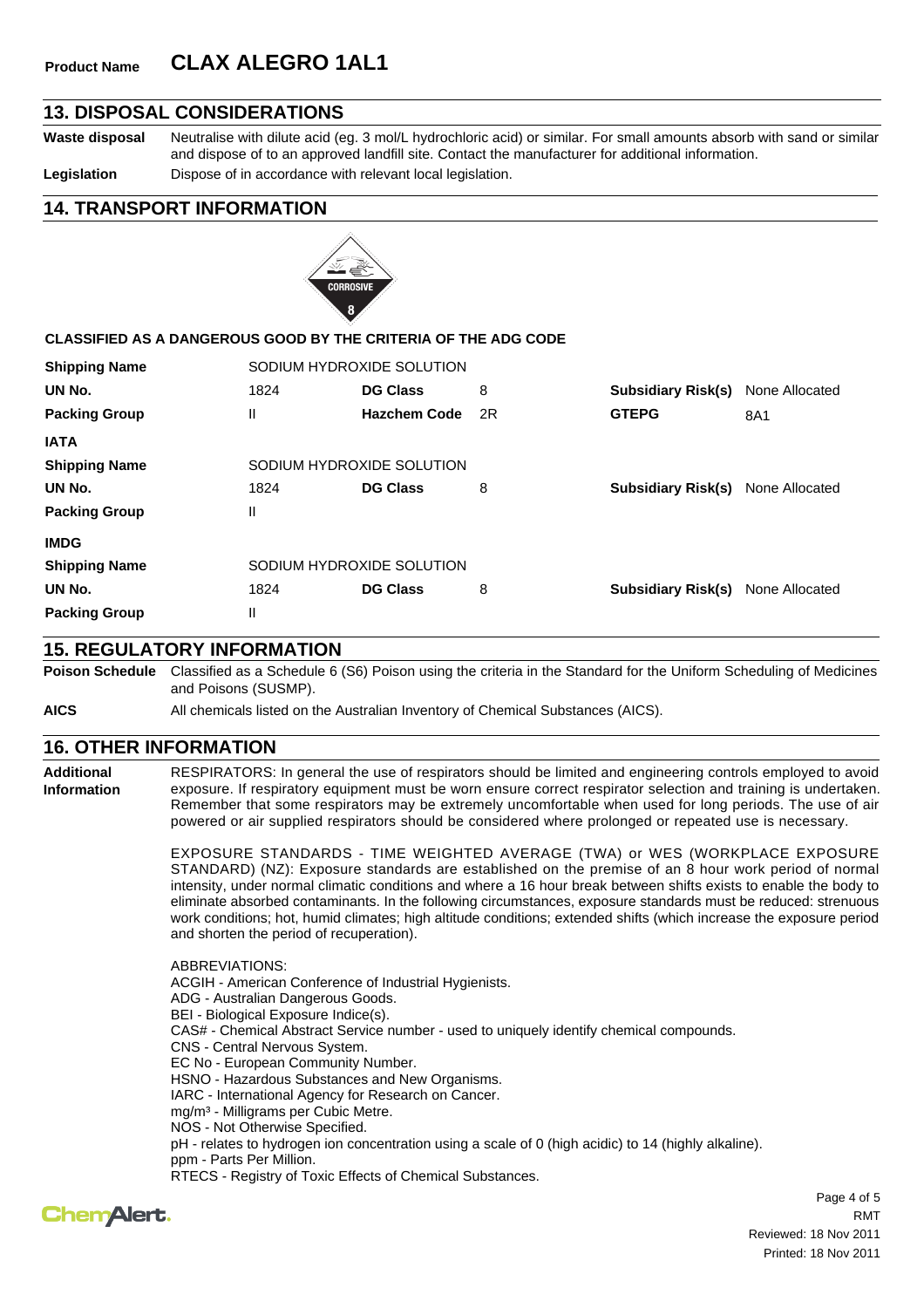**Product Name** **CLAX ALEGRO 1AL1**

## 13. DISPOSAL CONSIDERATIONS

**Waste disposal** Neutralise with dilute acid (eg. 3 mol/L hydrochloric acid) or similar. For small amounts absorb with sand or similar and dispose of to an approved landfill site. Contact the manufacturer for additional information.

**Legislation** Dispose of in accordance with relevant local legislation.

## 14. TRANSPORT INFORMATION

**CLASSIFIED AS A DANGEROUS GOOD BY THE CRITERIA OF THE ADG CODE**

| | | | | | |
|---|---|---|---|---|---|
| **Shipping Name** | SODIUM HYDROXIDE SOLUTION | | | | |
| **UN No.** | 1824 | **DG Class** | 8 | **Subsidiary Risk(s)** | None Allocated |
| **Packing Group** | II | **Hazchem Code** | 2R | **GTEPG** | 8A1 |
| **IATA** | | | | | |
| **Shipping Name** | SODIUM HYDROXIDE SOLUTION | | | | |
| **UN No.** | 1824 | **DG Class** | 8 | **Subsidiary Risk(s)** | None Allocated |
| **Packing Group** | II | | | | |
| **IMDG** | | | | | |
| **Shipping Name** | SODIUM HYDROXIDE SOLUTION | | | | |
| **UN No.** | 1824 | **DG Class** | 8 | **Subsidiary Risk(s)** | None Allocated |
| **Packing Group** | II | | | | |

## 15. REGULATORY INFORMATION

**Poison Schedule** Classified as a Schedule 6 (S6) Poison using the criteria in the Standard for the Uniform Scheduling of Medicines and Poisons (SUSMP).

**AICS** All chemicals listed on the Australian Inventory of Chemical Substances (AICS).

## 16. OTHER INFORMATION

**Additional Information**

RESPIRATORS: In general the use of respirators should be limited and engineering controls employed to avoid exposure. If respiratory equipment must be worn ensure correct respirator selection and training is undertaken. Remember that some respirators may be extremely uncomfortable when used for long periods. The use of air powered or air supplied respirators should be considered where prolonged or repeated use is necessary.

EXPOSURE STANDARDS - TIME WEIGHTED AVERAGE (TWA) or WES (WORKPLACE EXPOSURE STANDARD) (NZ): Exposure standards are established on the premise of an 8 hour work period of normal intensity, under normal climatic conditions and where a 16 hour break between shifts exists to enable the body to eliminate absorbed contaminants. In the following circumstances, exposure standards must be reduced: strenuous work conditions; hot, humid climates; high altitude conditions; extended shifts (which increase the exposure period and shorten the period of recuperation).

ABBREVIATIONS:
ACGIH - American Conference of Industrial Hygienists.
ADG - Australian Dangerous Goods.
BEI - Biological Exposure Indice(s).
CAS# - Chemical Abstract Service number - used to uniquely identify chemical compounds.
CNS - Central Nervous System.
EC No - European Community Number.
HSNO - Hazardous Substances and New Organisms.
IARC - International Agency for Research on Cancer.
$mg/m^3$ - Milligrams per Cubic Metre.
NOS - Not Otherwise Specified.
pH - relates to hydrogen ion concentration using a scale of 0 (high acidic) to 14 (highly alkaline).
ppm - Parts Per Million.
RTECS - Registry of Toxic Effects of Chemical Substances.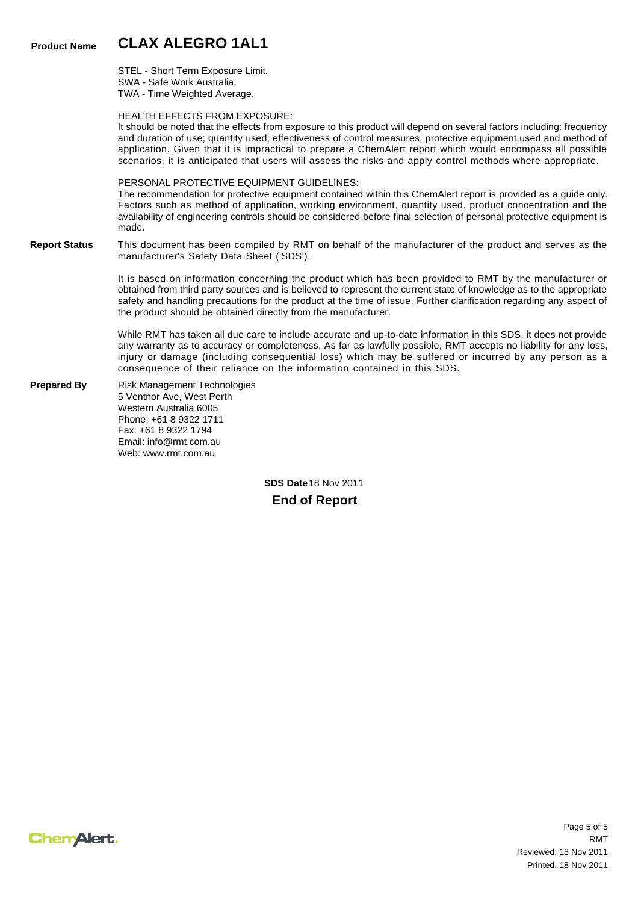**Product Name** **CLAX ALEGRO 1AL1**

STEL - Short Term Exposure Limit.
SWA - Safe Work Australia.
TWA - Time Weighted Average.

HEALTH EFFECTS FROM EXPOSURE:
It should be noted that the effects from exposure to this product will depend on several factors including: frequency and duration of use; quantity used; effectiveness of control measures; protective equipment used and method of application. Given that it is impractical to prepare a ChemAlert report which would encompass all possible scenarios, it is anticipated that users will assess the risks and apply control methods where appropriate.

PERSONAL PROTECTIVE EQUIPMENT GUIDELINES:
The recommendation for protective equipment contained within this ChemAlert report is provided as a guide only. Factors such as method of application, working environment, quantity used, product concentration and the availability of engineering controls should be considered before final selection of personal protective equipment is made.

**Report Status**

This document has been compiled by RMT on behalf of the manufacturer of the product and serves as the manufacturer's Safety Data Sheet ('SDS').

It is based on information concerning the product which has been provided to RMT by the manufacturer or obtained from third party sources and is believed to represent the current state of knowledge as to the appropriate safety and handling precautions for the product at the time of issue. Further clarification regarding any aspect of the product should be obtained directly from the manufacturer.

While RMT has taken all due care to include accurate and up-to-date information in this SDS, it does not provide any warranty as to accuracy or completeness. As far as lawfully possible, RMT accepts no liability for any loss, injury or damage (including consequential loss) which may be suffered or incurred by any person as a consequence of their reliance on the information contained in this SDS.

**Prepared By**

Risk Management Technologies
5 Ventnor Ave, West Perth
Western Australia 6005
Phone: +61 8 9322 1711
Fax: +61 8 9322 1794
Email: info@rmt.com.au
Web: www.rmt.com.au

**SDS Date** 18 Nov 2011

**End of Report**

RMT
Reviewed: 18 Nov 2011
Printed: 18 Nov 2011